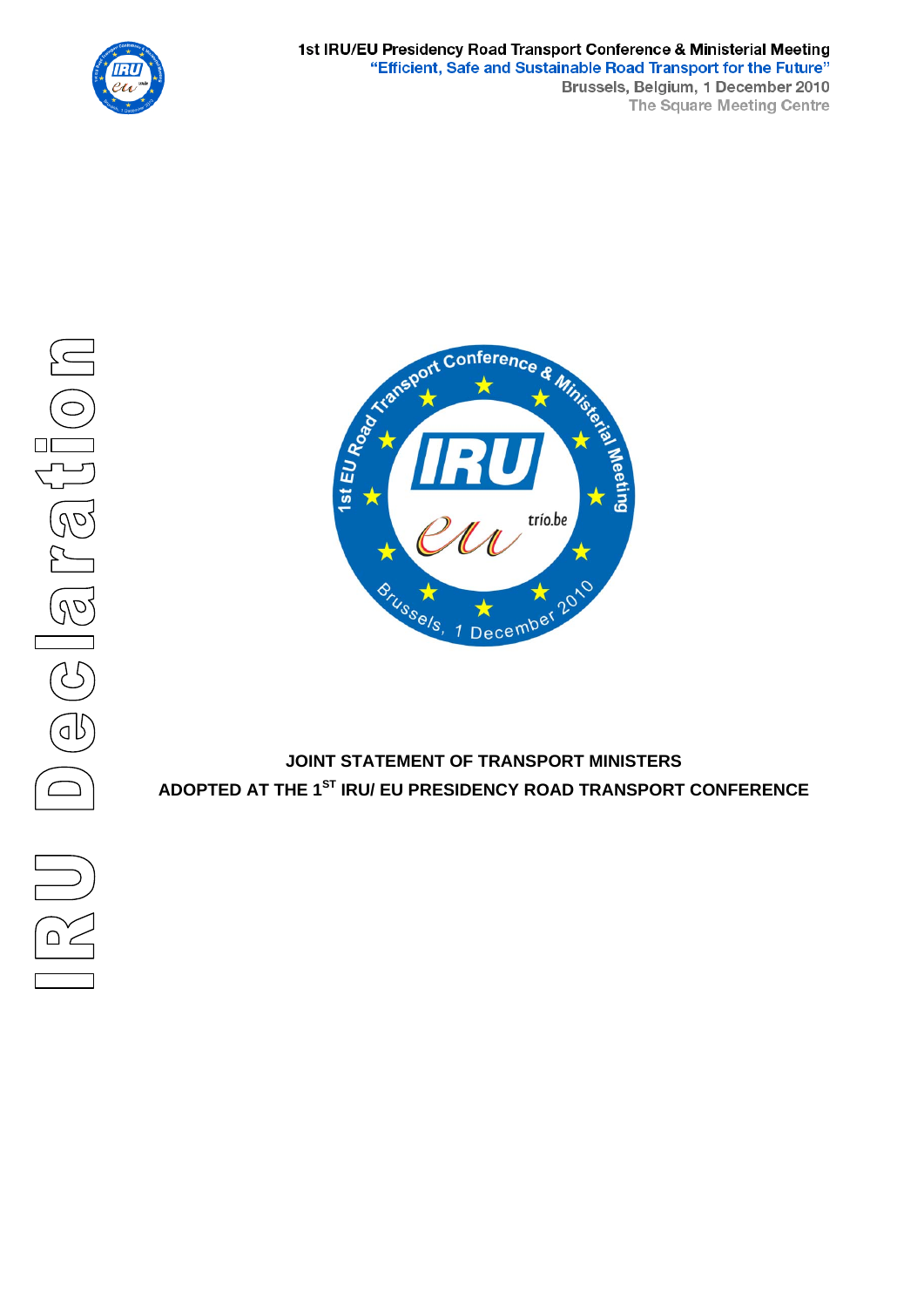1st IRU/EU Presidency Road Transport Conference & Ministerial Meeting

"Efficient, Safe and Sustainable Road Transport for the Future"

Brussels, Belgium, 1 December 2010

The Square Meeting Centre

IRU Declaration

**JOINT STATEMENT OF TRANSPORT MINISTERS**

**ADOPTED AT THE 1ST IRU/ EU PRESIDENCY ROAD TRANSPORT CONFERENCE**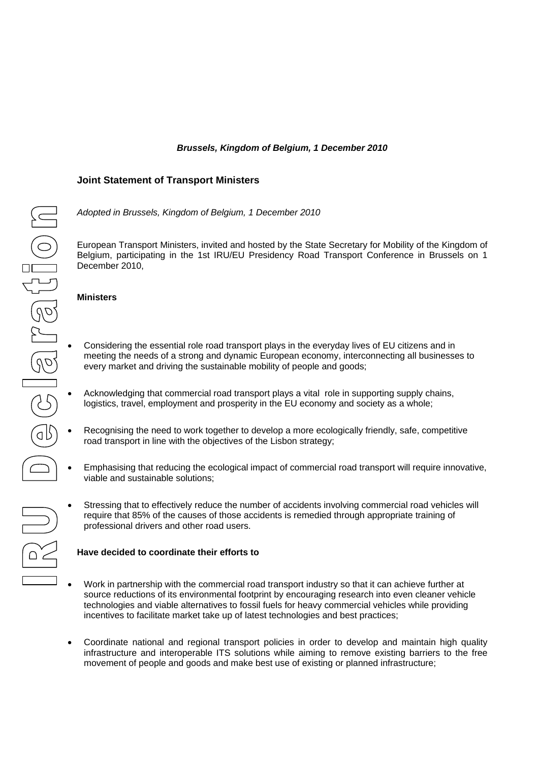***Brussels, Kingdom of Belgium, 1 December 2010***

**Joint Statement of Transport Ministers**

*Adopted in Brussels, Kingdom of Belgium, 1 December 2010*

European Transport Ministers, invited and hosted by the State Secretary for Mobility of the Kingdom of Belgium, participating in the 1st IRU/EU Presidency Road Transport Conference in Brussels on 1 December 2010,

**Ministers**

- Considering the essential role road transport plays in the everyday lives of EU citizens and in meeting the needs of a strong and dynamic European economy, interconnecting all businesses to every market and driving the sustainable mobility of people and goods;
- Acknowledging that commercial road transport plays a vital role in supporting supply chains, logistics, travel, employment and prosperity in the EU economy and society as a whole;
- Recognising the need to work together to develop a more ecologically friendly, safe, competitive road transport in line with the objectives of the Lisbon strategy;
- Emphasising that reducing the ecological impact of commercial road transport will require innovative, viable and sustainable solutions;
- Stressing that to effectively reduce the number of accidents involving commercial road vehicles will require that 85% of the causes of those accidents is remedied through appropriate training of professional drivers and other road users.

**Have decided to coordinate their efforts to**

- Work in partnership with the commercial road transport industry so that it can achieve further at source reductions of its environmental footprint by encouraging research into even cleaner vehicle technologies and viable alternatives to fossil fuels for heavy commercial vehicles while providing incentives to facilitate market take up of latest technologies and best practices;
- Coordinate national and regional transport policies in order to develop and maintain high quality infrastructure and interoperable ITS solutions while aiming to remove existing barriers to the free movement of people and goods and make best use of existing or planned infrastructure;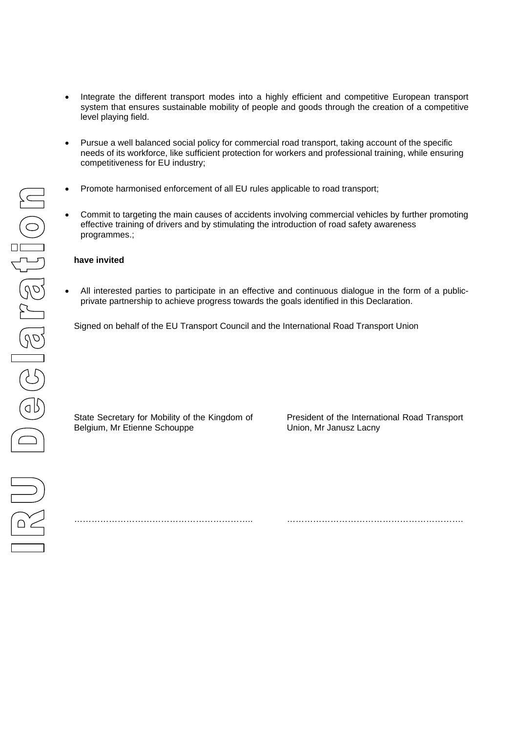- Integrate the different transport modes into a highly efficient and competitive European transport system that ensures sustainable mobility of people and goods through the creation of a competitive level playing field.

- Pursue a well balanced social policy for commercial road transport, taking account of the specific needs of its workforce, like sufficient protection for workers and professional training, while ensuring competitiveness for EU industry;

- Promote harmonised enforcement of all EU rules applicable to road transport;

- Commit to targeting the main causes of accidents involving commercial vehicles by further promoting effective training of drivers and by stimulating the introduction of road safety awareness programmes.;

**have invited**

- All interested parties to participate in an effective and continuous dialogue in the form of a public-private partnership to achieve progress towards the goals identified in this Declaration.

Signed on behalf of the EU Transport Council and the International Road Transport Union

| | |
|---|---|
| State Secretary for Mobility of the Kingdom of Belgium, Mr Etienne Schouppe | President of the International Road Transport Union, Mr Janusz Lacny |
| ………………………………………………….. | ……………………………………………………. |